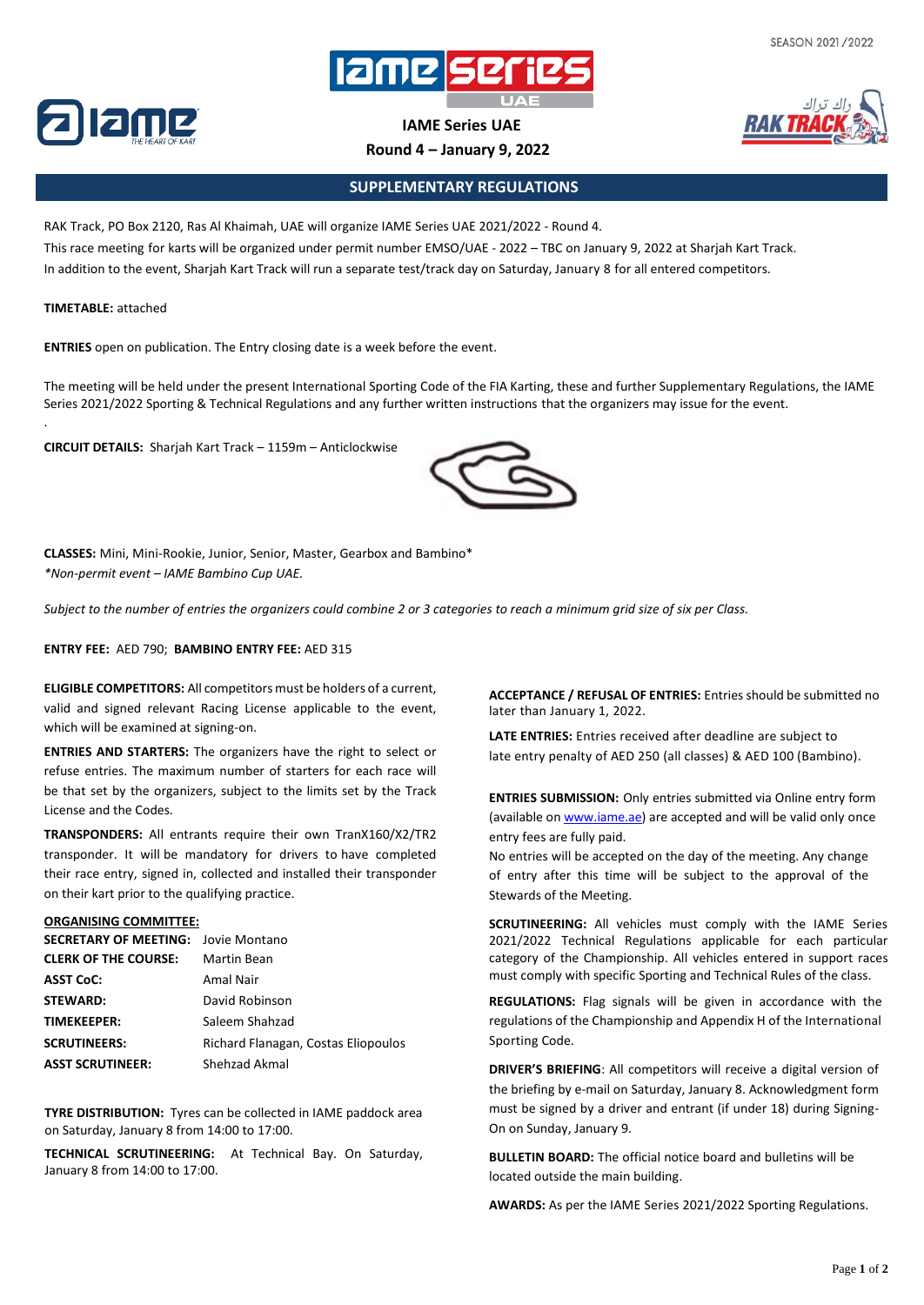SEASON 2021/2022

# IAME Series UAE

## Round 4 – January 9, 2022

## SUPPLEMENTARY REGULATIONS

RAK Track, PO Box 2120, Ras Al Khaimah, UAE will organize IAME Series UAE 2021/2022 - Round 4.

This race meeting for karts will be organized under permit number EMSO/UAE - 2022 – TBC on January 9, 2022 at Sharjah Kart Track.

In addition to the event, Sharjah Kart Track will run a separate test/track day on Saturday, January 8 for all entered competitors.

**TIMETABLE:** attached

**ENTRIES** open on publication. The Entry closing date is a week before the event.

The meeting will be held under the present International Sporting Code of the FIA Karting, these and further Supplementary Regulations, the IAME Series 2021/2022 Sporting & Technical Regulations and any further written instructions that the organizers may issue for the event.

**CIRCUIT DETAILS:** Sharjah Kart Track – 1159m – Anticlockwise

**CLASSES:** Mini, Mini-Rookie, Junior, Senior, Master, Gearbox and Bambino*

*\*Non-permit event – IAME Bambino Cup UAE.*

*Subject to the number of entries the organizers could combine 2 or 3 categories to reach a minimum grid size of six per Class.*

**ENTRY FEE:** AED 790; **BAMBINO ENTRY FEE:** AED 315

**ELIGIBLE COMPETITORS:** All competitors must be holders of a current, valid and signed relevant Racing License applicable to the event, which will be examined at signing-on.

**ENTRIES AND STARTERS:** The organizers have the right to select or refuse entries. The maximum number of starters for each race will be that set by the organizers, subject to the limits set by the Track License and the Codes.

**TRANSPONDERS:** All entrants require their own TranX160/X2/TR2 transponder. It will be mandatory for drivers to have completed their race entry, signed in, collected and installed their transponder on their kart prior to the qualifying practice.

**ORGANISING COMMITTEE:**

| | |
|---|---|
| **SECRETARY OF MEETING:** | Jovie Montano |
| **CLERK OF THE COURSE:** | Martin Bean |
| **ASST CoC:** | Amal Nair |
| **STEWARD:** | David Robinson |
| **TIMEKEEPER:** | Saleem Shahzad |
| **SCRUTINEERS:** | Richard Flanagan, Costas Eliopoulos |
| **ASST SCRUTINEER:** | Shehzad Akmal |

**TYRE DISTRIBUTION:** Tyres can be collected in IAME paddock area on Saturday, January 8 from 14:00 to 17:00.

**TECHNICAL SCRUTINEERING:** At Technical Bay. On Saturday, January 8 from 14:00 to 17:00.

**ACCEPTANCE / REFUSAL OF ENTRIES:** Entries should be submitted no later than January 1, 2022.

**LATE ENTRIES:** Entries received after deadline are subject to late entry penalty of AED 250 (all classes) & AED 100 (Bambino).

**ENTRIES SUBMISSION:** Only entries submitted via Online entry form (available on www.iame.ae) are accepted and will be valid only once entry fees are fully paid.

No entries will be accepted on the day of the meeting. Any change of entry after this time will be subject to the approval of the Stewards of the Meeting.

**SCRUTINEERING:** All vehicles must comply with the IAME Series 2021/2022 Technical Regulations applicable for each particular category of the Championship. All vehicles entered in support races must comply with specific Sporting and Technical Rules of the class.

**REGULATIONS:** Flag signals will be given in accordance with the regulations of the Championship and Appendix H of the International Sporting Code.

**DRIVER'S BRIEFING**: All competitors will receive a digital version of the briefing by e-mail on Saturday, January 8. Acknowledgment form must be signed by a driver and entrant (if under 18) during Signing-On on Sunday, January 9.

**BULLETIN BOARD:** The official notice board and bulletins will be located outside the main building.

**AWARDS:** As per the IAME Series 2021/2022 Sporting Regulations.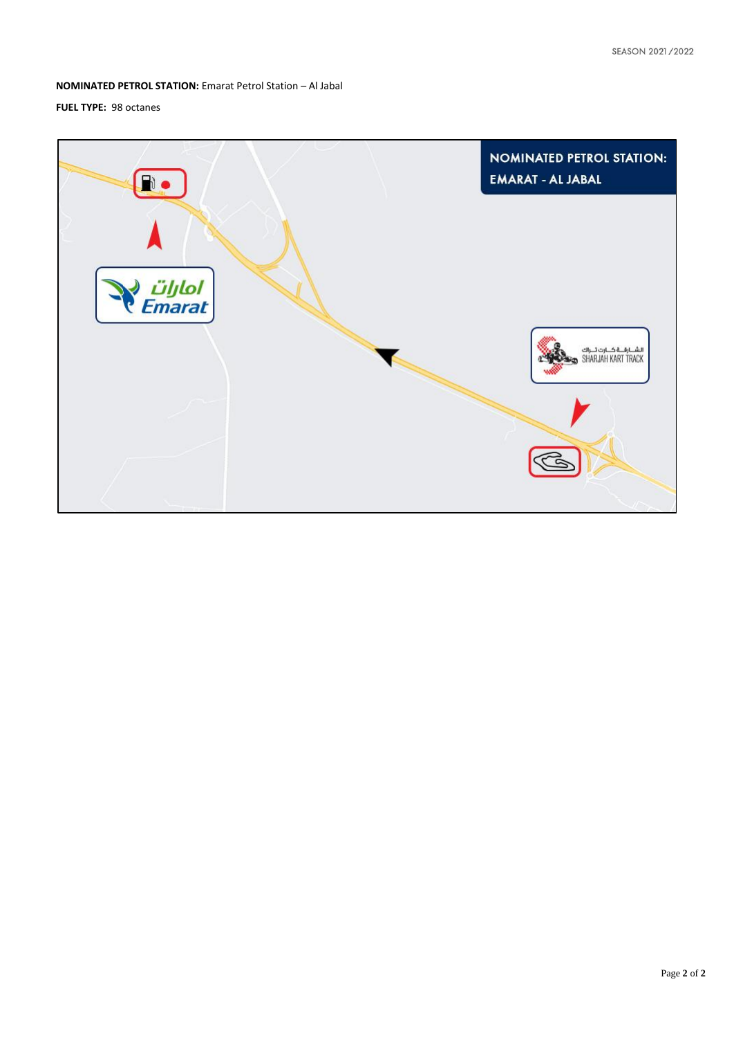**NOMINATED PETROL STATION:** Emarat Petrol Station – Al Jabal

**FUEL TYPE:** 98 octanes

NOMINATED PETROL STATION:
EMARAT - AL JABAL

اماراات
Emarat

الشارقة كارت تراك
SHARJAH KART TRACK